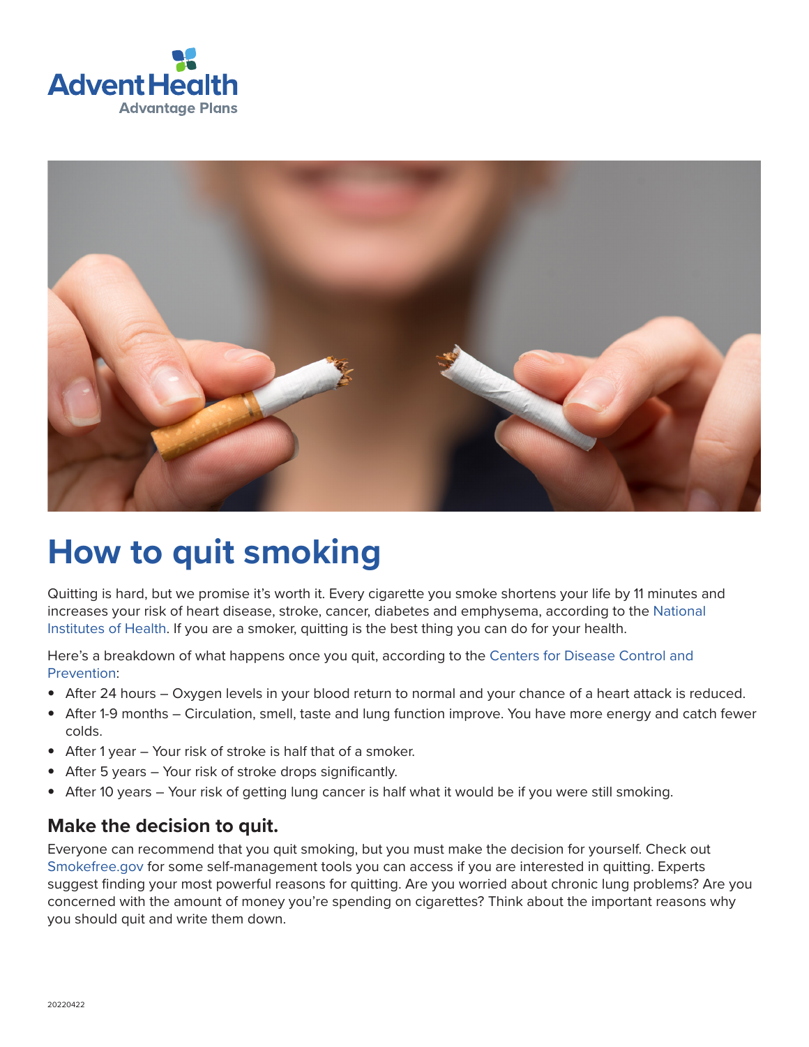# How to quit smoking

Quitting is hard, but we promise it's worth it. Every cigarette you smoke shortens your life by 11 minutes and increases your risk of heart disease, stroke, cancer, diabetes and emphysema, according to the National Institutes of Health. If you are a smoker, quitting is the best thing you can do for your health.

Here's a breakdown of what happens once you quit, according to the Centers for Disease Control and Prevention:

- After 24 hours – Oxygen levels in your blood return to normal and your chance of a heart attack is reduced.
- After 1-9 months – Circulation, smell, taste and lung function improve. You have more energy and catch fewer colds.
- After 1 year – Your risk of stroke is half that of a smoker.
- After 5 years – Your risk of stroke drops significantly.
- After 10 years – Your risk of getting lung cancer is half what it would be if you were still smoking.

## Make the decision to quit.

Everyone can recommend that you quit smoking, but you must make the decision for yourself. Check out Smokefree.gov for some self-management tools you can access if you are interested in quitting. Experts suggest finding your most powerful reasons for quitting. Are you worried about chronic lung problems? Are you concerned with the amount of money you're spending on cigarettes? Think about the important reasons why you should quit and write them down.

20220422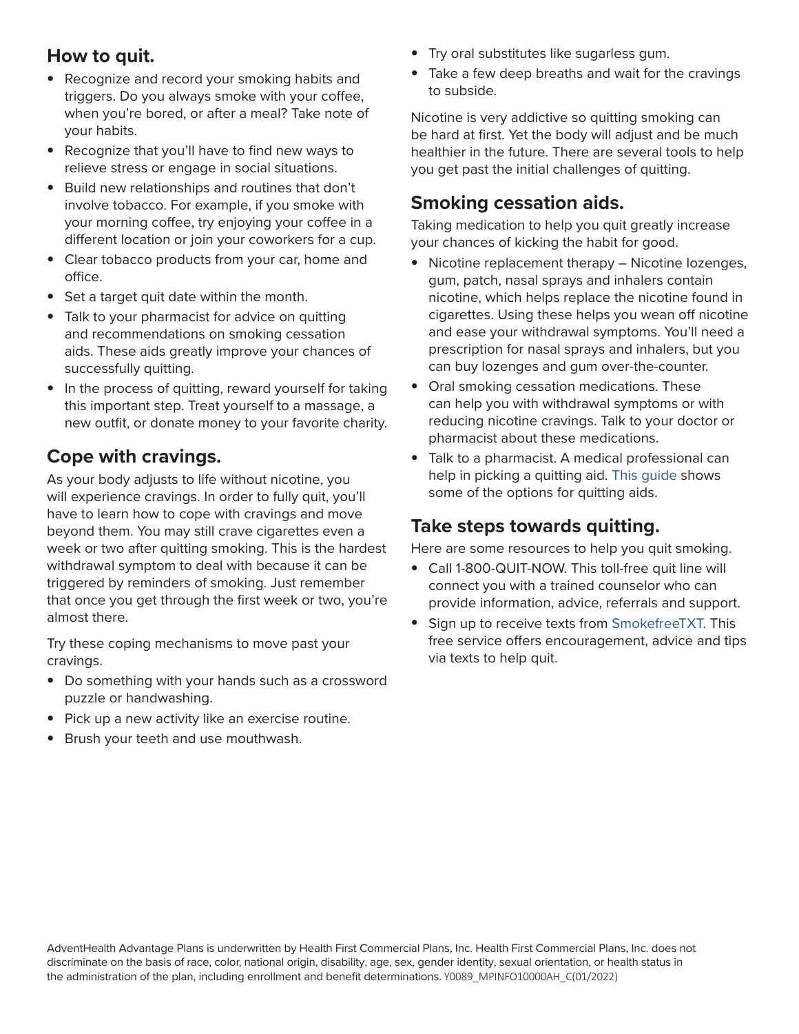## How to quit.

- Recognize and record your smoking habits and triggers. Do you always smoke with your coffee, when you're bored, or after a meal? Take note of your habits.
- Recognize that you'll have to find new ways to relieve stress or engage in social situations.
- Build new relationships and routines that don't involve tobacco. For example, if you smoke with your morning coffee, try enjoying your coffee in a different location or join your coworkers for a cup.
- Clear tobacco products from your car, home and office.
- Set a target quit date within the month.
- Talk to your pharmacist for advice on quitting and recommendations on smoking cessation aids. These aids greatly improve your chances of successfully quitting.
- In the process of quitting, reward yourself for taking this important step. Treat yourself to a massage, a new outfit, or donate money to your favorite charity.

## Cope with cravings.

As your body adjusts to life without nicotine, you will experience cravings. In order to fully quit, you'll have to learn how to cope with cravings and move beyond them. You may still crave cigarettes even a week or two after quitting smoking. This is the hardest withdrawal symptom to deal with because it can be triggered by reminders of smoking. Just remember that once you get through the first week or two, you're almost there.

Try these coping mechanisms to move past your cravings.

- Do something with your hands such as a crossword puzzle or handwashing.
- Pick up a new activity like an exercise routine.
- Brush your teeth and use mouthwash.
- Try oral substitutes like sugarless gum.
- Take a few deep breaths and wait for the cravings to subside.

Nicotine is very addictive so quitting smoking can be hard at first. Yet the body will adjust and be much healthier in the future. There are several tools to help you get past the initial challenges of quitting.

## Smoking cessation aids.

Taking medication to help you quit greatly increase your chances of kicking the habit for good.

- Nicotine replacement therapy – Nicotine lozenges, gum, patch, nasal sprays and inhalers contain nicotine, which helps replace the nicotine found in cigarettes. Using these helps you wean off nicotine and ease your withdrawal symptoms. You'll need a prescription for nasal sprays and inhalers, but you can buy lozenges and gum over-the-counter.
- Oral smoking cessation medications. These can help you with withdrawal symptoms or with reducing nicotine cravings. Talk to your doctor or pharmacist about these medications.
- Talk to a pharmacist. A medical professional can help in picking a quitting aid. This guide shows some of the options for quitting aids.

## Take steps towards quitting.

Here are some resources to help you quit smoking.

- Call 1-800-QUIT-NOW. This toll-free quit line will connect you with a trained counselor who can provide information, advice, referrals and support.
- Sign up to receive texts from SmokefreeTXT. This free service offers encouragement, advice and tips via texts to help quit.

AdventHealth Advantage Plans is underwritten by Health First Commercial Plans, Inc. Health First Commercial Plans, Inc. does not discriminate on the basis of race, color, national origin, disability, age, sex, gender identity, sexual orientation, or health status in the administration of the plan, including enrollment and benefit determinations. Y0089_MPINFO10000AH_C(01/2022)